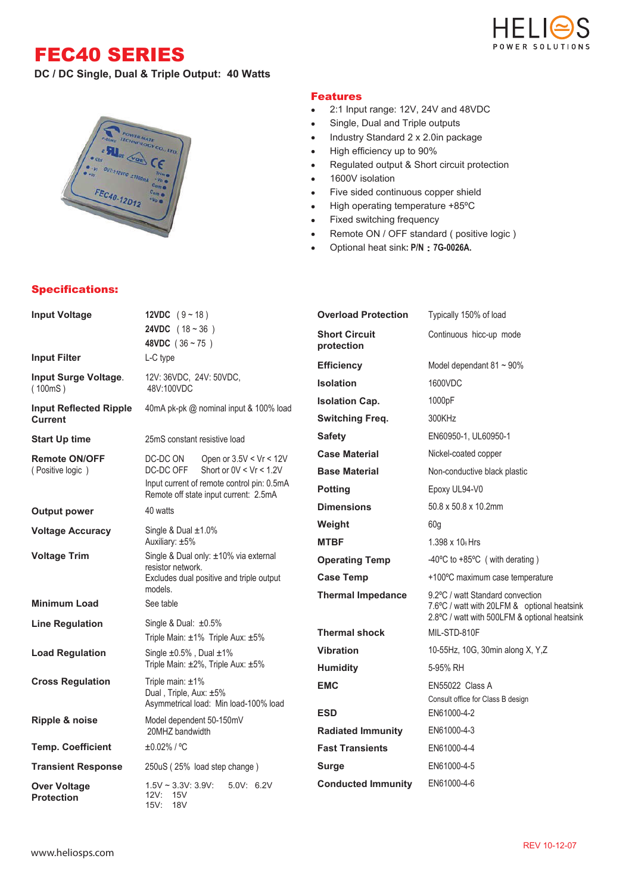# FEC40 SERIES

**DC / DC Single, Dual & Triple Output: 40 Watts**

## Features

- 2:1 Input range: 12V, 24V and 48VDC
- Single, Dual and Triple outputs
- Industry Standard 2 x 2.0in package
- High efficiency up to 90%
- Regulated output & Short circuit protection
- 1600V isolation
- Five sided continuous copper shield
- High operating temperature +85ºC
- Fixed switching frequency
- Remote ON / OFF standard ( positive logic )
- Optional heat sink: **P/N : 7G-0026A.**

## Specifications:

| Parameter | Specification |
|---|---|
| **Input Voltage** | **12VDC** ( 9 ~ 18 )<br>**24VDC** ( 18 ~ 36 )<br>**48VDC** ( 36 ~ 75 ) |
| **Input Filter** | L-C type |
| **Input Surge Voltage.** ( 100mS ) | 12V: 36VDC, 24V: 50VDC, 48V:100VDC |
| **Input Reflected Ripple Current** | 40mA pk-pk @ nominal input & 100% load |
| **Start Up time** | 25mS constant resistive load |
| **Remote ON/OFF** ( Positive logic ) | DC-DC ON Open or 3.5V < Vr < 12V<br>DC-DC OFF Short or 0V < Vr < 1.2V<br>Input current of remote control pin: 0.5mA<br>Remote off state input current: 2.5mA |
| **Output power** | 40 watts |
| **Voltage Accuracy** | Single & Dual ±1.0%<br>Auxiliary: ±5% |
| **Voltage Trim** | Single & Dual only: ±10% via external resistor network.<br>Excludes dual positive and triple output models. |
| **Minimum Load** | See table |
| **Line Regulation** | Single & Dual: ±0.5%<br>Triple Main: ±1% Triple Aux: ±5% |
| **Load Regulation** | Single ±0.5% , Dual ±1%<br>Triple Main: ±2%, Triple Aux: ±5% |
| **Cross Regulation** | Triple main: ±1%<br>Dual , Triple, Aux: ±5%<br>Asymmetrical load: Min load-100% load |
| **Ripple & noise** | Model dependent 50-150mV<br>20MHZ bandwidth |
| **Temp. Coefficient** | ±0.02% / ºC |
| **Transient Response** | 250uS ( 25% load step change ) |
| **Over Voltage Protection** | 1.5V ~ 3.3V: 3.9V: 5.0V: 6.2V<br>12V: 15V<br>15V: 18V |
| **Overload Protection** | Typically 150% of load |
| **Short Circuit protection** | Continuous hicc-up mode |
| **Efficiency** | Model dependant 81 ~ 90% |
| **Isolation** | 1600VDC |
| **Isolation Cap.** | 1000pF |
| **Switching Freq.** | 300KHz |
| **Safety** | EN60950-1, UL60950-1 |
| **Case Material** | Nickel-coated copper |
| **Base Material** | Non-conductive black plastic |
| **Potting** | Epoxy UL94-V0 |
| **Dimensions** | 50.8 x 50.8 x 10.2mm |
| **Weight** | 60g |
| **MTBF** | 1.398 x $10^6$ Hrs |
| **Operating Temp** | -40ºC to +85ºC ( with derating ) |
| **Case Temp** | +100ºC maximum case temperature |
| **Thermal Impedance** | 9.2ºC / watt Standard convection<br>7.6ºC / watt with 20LFM & optional heatsink<br>2.8ºC / watt with 500LFM & optional heatsink |
| **Thermal shock** | MIL-STD-810F |
| **Vibration** | 10-55Hz, 10G, 30min along X, Y,Z |
| **Humidity** | 5-95% RH |
| **EMC** | EN55022 Class A<br>Consult office for Class B design |
| **ESD** | EN61000-4-2 |
| **Radiated Immunity** | EN61000-4-3 |
| **Fast Transients** | EN61000-4-4 |
| **Surge** | EN61000-4-5 |
| **Conducted Immunity** | EN61000-4-6 |

REV 10-12-07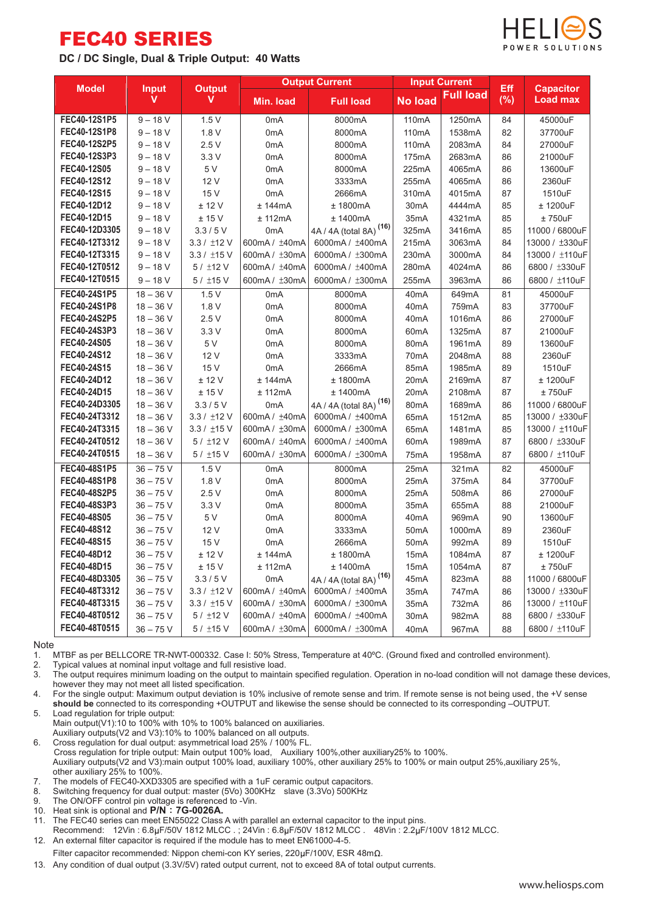# FEC40 SERIES

**DC / DC Single, Dual & Triple Output: 40 Watts**

| Model | Input V | Output V | Output Current | | Input Current | | Eff (%) | Capacitor Load max |
|---|---|---|---|---|---|---|---|---|
| | | | Min. load | Full load | No load | Full load | | |
| FEC40-12S1P5 | 9 – 18 V | 1.5 V | 0mA | 8000mA | 110mA | 1250mA | 84 | 45000uF |
| FEC40-12S1P8 | 9 – 18 V | 1.8 V | 0mA | 8000mA | 110mA | 1538mA | 82 | 37700uF |
| FEC40-12S2P5 | 9 – 18 V | 2.5 V | 0mA | 8000mA | 110mA | 2083mA | 84 | 27000uF |
| FEC40-12S3P3 | 9 – 18 V | 3.3 V | 0mA | 8000mA | 175mA | 2683mA | 86 | 21000uF |
| FEC40-12S05 | 9 – 18 V | 5 V | 0mA | 8000mA | 225mA | 4065mA | 86 | 13600uF |
| FEC40-12S12 | 9 – 18 V | 12 V | 0mA | 3333mA | 255mA | 4065mA | 86 | 2360uF |
| FEC40-12S15 | 9 – 18 V | 15 V | 0mA | 2666mA | 310mA | 4015mA | 87 | 1510uF |
| FEC40-12D12 | 9 – 18 V | ± 12 V | ± 144mA | ± 1800mA | 30mA | 4444mA | 85 | ± 1200uF |
| FEC40-12D15 | 9 – 18 V | ± 15 V | ± 112mA | ± 1400mA | 35mA | 4321mA | 85 | ± 750uF |
| FEC40-12D3305 | 9 – 18 V | 3.3 / 5 V | 0mA | 4A / 4A (total 8A) (16) | 325mA | 3416mA | 85 | 11000 / 6800uF |
| FEC40-12T3312 | 9 – 18 V | 3.3 / ±12 V | 600mA / ±40mA | 6000mA / ±400mA | 215mA | 3063mA | 84 | 13000 / ±330uF |
| FEC40-12T3315 | 9 – 18 V | 3.3 / ±15 V | 600mA / ±30mA | 6000mA / ±300mA | 230mA | 3000mA | 84 | 13000 / ±110uF |
| FEC40-12T0512 | 9 – 18 V | 5 / ±12 V | 600mA / ±40mA | 6000mA / ±400mA | 280mA | 4024mA | 86 | 6800 / ±330uF |
| FEC40-12T0515 | 9 – 18 V | 5 / ±15 V | 600mA / ±30mA | 6000mA / ±300mA | 255mA | 3963mA | 86 | 6800 / ±110uF |
| FEC40-24S1P5 | 18 – 36 V | 1.5 V | 0mA | 8000mA | 40mA | 649mA | 81 | 45000uF |
| FEC40-24S1P8 | 18 – 36 V | 1.8 V | 0mA | 8000mA | 40mA | 759mA | 83 | 37700uF |
| FEC40-24S2P5 | 18 – 36 V | 2.5 V | 0mA | 8000mA | 40mA | 1016mA | 86 | 27000uF |
| FEC40-24S3P3 | 18 – 36 V | 3.3 V | 0mA | 8000mA | 60mA | 1325mA | 87 | 21000uF |
| FEC40-24S05 | 18 – 36 V | 5 V | 0mA | 8000mA | 80mA | 1961mA | 89 | 13600uF |
| FEC40-24S12 | 18 – 36 V | 12 V | 0mA | 3333mA | 70mA | 2048mA | 88 | 2360uF |
| FEC40-24S15 | 18 – 36 V | 15 V | 0mA | 2666mA | 85mA | 1985mA | 89 | 1510uF |
| FEC40-24D12 | 18 – 36 V | ± 12 V | ± 144mA | ± 1800mA | 20mA | 2169mA | 87 | ± 1200uF |
| FEC40-24D15 | 18 – 36 V | ± 15 V | ± 112mA | ± 1400mA | 20mA | 2108mA | 87 | ± 750uF |
| FEC40-24D3305 | 18 – 36 V | 3.3 / 5 V | 0mA | 4A / 4A (total 8A) (16) | 80mA | 1689mA | 86 | 11000 / 6800uF |
| FEC40-24T3312 | 18 – 36 V | 3.3 / ±12 V | 600mA / ±40mA | 6000mA / ±400mA | 65mA | 1512mA | 85 | 13000 / ±330uF |
| FEC40-24T3315 | 18 – 36 V | 3.3 / ±15 V | 600mA / ±30mA | 6000mA / ±300mA | 65mA | 1481mA | 85 | 13000 / ±110uF |
| FEC40-24T0512 | 18 – 36 V | 5 / ±12 V | 600mA / ±40mA | 6000mA / ±400mA | 60mA | 1989mA | 87 | 6800 / ±330uF |
| FEC40-24T0515 | 18 – 36 V | 5 / ±15 V | 600mA / ±30mA | 6000mA / ±300mA | 75mA | 1958mA | 87 | 6800 / ±110uF |
| FEC40-48S1P5 | 36 – 75 V | 1.5 V | 0mA | 8000mA | 25mA | 321mA | 82 | 45000uF |
| FEC40-48S1P8 | 36 – 75 V | 1.8 V | 0mA | 8000mA | 25mA | 375mA | 84 | 37700uF |
| FEC40-48S2P5 | 36 – 75 V | 2.5 V | 0mA | 8000mA | 25mA | 508mA | 86 | 27000uF |
| FEC40-48S3P3 | 36 – 75 V | 3.3 V | 0mA | 8000mA | 35mA | 655mA | 88 | 21000uF |
| FEC40-48S05 | 36 – 75 V | 5 V | 0mA | 8000mA | 40mA | 969mA | 90 | 13600uF |
| FEC40-48S12 | 36 – 75 V | 12 V | 0mA | 3333mA | 50mA | 1000mA | 89 | 2360uF |
| FEC40-48S15 | 36 – 75 V | 15 V | 0mA | 2666mA | 50mA | 992mA | 89 | 1510uF |
| FEC40-48D12 | 36 – 75 V | ± 12 V | ± 144mA | ± 1800mA | 15mA | 1084mA | 87 | ± 1200uF |
| FEC40-48D15 | 36 – 75 V | ± 15 V | ± 112mA | ± 1400mA | 15mA | 1054mA | 87 | ± 750uF |
| FEC40-48D3305 | 36 – 75 V | 3.3 / 5 V | 0mA | 4A / 4A (total 8A) (16) | 45mA | 823mA | 88 | 11000 / 6800uF |
| FEC40-48T3312 | 36 – 75 V | 3.3 / ±12 V | 600mA / ±40mA | 6000mA / ±400mA | 35mA | 747mA | 86 | 13000 / ±330uF |
| FEC40-48T3315 | 36 – 75 V | 3.3 / ±15 V | 600mA / ±30mA | 6000mA / ±300mA | 35mA | 732mA | 86 | 13000 / ±110uF |
| FEC40-48T0512 | 36 – 75 V | 5 / ±12 V | 600mA / ±40mA | 6000mA / ±400mA | 30mA | 982mA | 88 | 6800 / ±330uF |
| FEC40-48T0515 | 36 – 75 V | 5 / ±15 V | 600mA / ±30mA | 6000mA / ±300mA | 40mA | 967mA | 88 | 6800 / ±110uF |

Note

1. MTBF as per BELLCORE TR-NWT-000332. Case I: 50% Stress, Temperature at 40ºC. (Ground fixed and controlled environment).
2. Typical values at nominal input voltage and full resistive load.
3. The output requires minimum loading on the output to maintain specified regulation. Operation in no-load condition will not damage these devices, however they may not meet all listed specification.
4. For the single output: Maximum output deviation is 10% inclusive of remote sense and trim. If remote sense is not being used, the +V sense **should be** connected to its corresponding +OUTPUT and likewise the sense should be connected to its corresponding –OUTPUT.
5. Load regulation for triple output:
   Main output(V1):10 to 100% with 10% to 100% balanced on auxiliaries.
   Auxiliary outputs(V2 and V3):10% to 100% balanced on all outputs.
6. Cross regulation for dual output: asymmetrical load 25% / 100% FL.
   Cross regulation for triple output: Main output 100% load, Auxiliary 100%,other auxiliary25% to 100%.
   Auxiliary outputs(V2 and V3):main output 100% load, auxiliary 100%, other auxiliary 25% to 100% or main output 25%,auxiliary 25%, other auxiliary 25% to 100%.
7. The models of FEC40-XXD3305 are specified with a 1uF ceramic output capacitors.
8. Switching frequency for dual output: master (5Vo) 300KHz slave (3.3Vo) 500KHz
9. The ON/OFF control pin voltage is referenced to -Vin.
10. Heat sink is optional and **P/N : 7G-0026A.**
11. The FEC40 series can meet EN55022 Class A with parallel an external capacitor to the input pins.
    Recommend: 12Vin : 6.8μF/50V 1812 MLCC . ; 24Vin : 6.8μF/50V 1812 MLCC . 48Vin : 2.2μF/100V 1812 MLCC.
12. An external filter capacitor is required if the module has to meet EN61000-4-5.
    Filter capacitor recommended: Nippon chemi-con KY series, 220μF/100V, ESR 48mΩ.
13. Any condition of dual output (3.3V/5V) rated output current, not to exceed 8A of total output currents.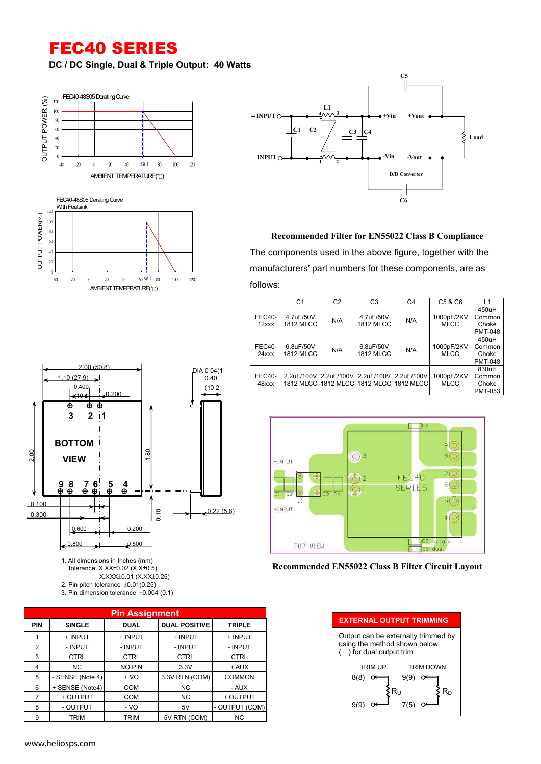# FEC40 SERIES

**DC / DC Single, Dual & Triple Output: 40 Watts**

FEC40-48S05 Derating Curve

OUTPUT POWER (%)

AMBIENT TEMPERATURE(℃)

59.1

FEC40-48S05 Derating Curve
With Heatsink

OUTPUT POWER(%)

AMBIENT TEMPERATURE(℃)

66.2

**Recommended Filter for EN55022 Class B Compliance**

The components used in the above figure, together with the manufacturers' part numbers for these components, are as follows:

| | C1 | C2 | C3 | C4 | C5 & C6 | L1 |
|---|---|---|---|---|---|---|
| FEC40-12xxx | 4.7uF/50V 1812 MLCC | N/A | 4.7uF/50V 1812 MLCC | N/A | 1000pF/2KV MLCC | 450uH Common Choke PMT-048 |
| FEC40-24xxx | 6.8uF/50V 1812 MLCC | N/A | 6.8uF/50V 1812 MLCC | N/A | 1000pF/2KV MLCC | 450uH Common Choke PMT-048 |
| FEC40-48xxx | 2.2uF/100V 1812 MLCC | 2.2uF/100V 1812 MLCC | 2.2uF/100V 1812 MLCC | 2.2uF/100V 1812 MLCC | 1000pF/2KV MLCC | 830uH Common Choke PMT-053 |

**Recommended EN55022 Class B Filter Circuit Layout**

1. All dimensions in Inches (mm)
   Tolerance: X.XX±0.02 (X.X±0.5)
   X.XXX±0.01 (X.XX±0.25)
2. Pin pitch tolerance ±0.01(0.25)
3. Pin dimension tolerance ±0.004 (0.1)

**Pin Assignment**

| PIN | SINGLE | DUAL | DUAL POSITIVE | TRIPLE |
|---|---|---|---|---|
| 1 | + INPUT | + INPUT | + INPUT | + INPUT |
| 2 | - INPUT | - INPUT | - INPUT | - INPUT |
| 3 | CTRL | CTRL | CTRL | CTRL |
| 4 | NC | NO PIN | 3.3V | + AUX |
| 5 | - SENSE (Note 4) | + VO | 3.3V RTN (COM) | COMMON |
| 6 | + SENSE (Note4) | COM | NC | - AUX |
| 7 | + OUTPUT | COM | NC | + OUTPUT |
| 8 | - OUTPUT | - VO | 5V | - OUTPUT (COM) |
| 9 | TRIM | TRIM | 5V RTN (COM) | NC |

**EXTERNAL OUTPUT TRIMMING**

Output can be externally trimmed by using the method shown below.
( ) for dual output trim

TRIM UP: 8(8), 9(9), $R_U$

TRIM DOWN: 9(9), 7(5), $R_D$

www.heliosps.com